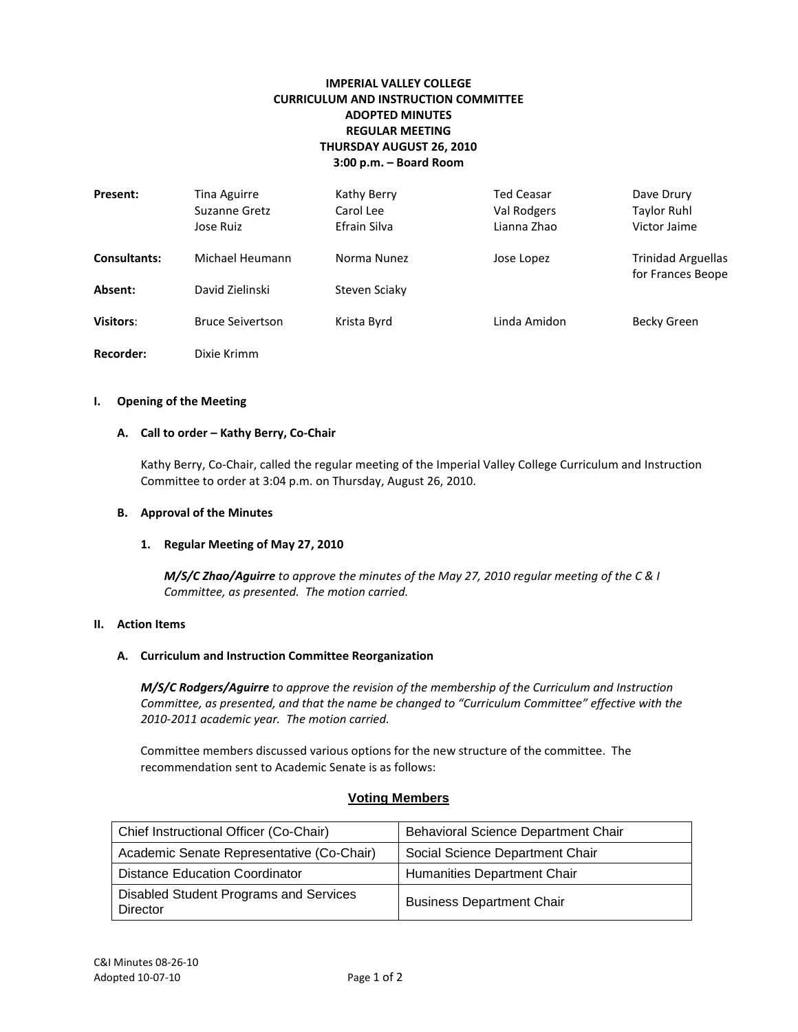# IMPERIAL VALLEY COLLEGE
## CURRICULUM AND INSTRUCTION COMMITTEE
## ADOPTED MINUTES
## REGULAR MEETING
## THURSDAY AUGUST 26, 2010
## 3:00 p.m. – Board Room

| | | | | |
|---|---|---|---|---|
| **Present:** | Tina Aguirre<br>Suzanne Gretz<br>Jose Ruiz | Kathy Berry<br>Carol Lee<br>Efrain Silva | Ted Ceasar<br>Val Rodgers<br>Lianna Zhao | Dave Drury<br>Taylor Ruhl<br>Victor Jaime |
| **Consultants:** | Michael Heumann | Norma Nunez | Jose Lopez | Trinidad Arguellas for Frances Beope |
| **Absent:** | David Zielinski | Steven Sciaky | | |
| **Visitors**: | Bruce Seivertson | Krista Byrd | Linda Amidon | Becky Green |
| **Recorder:** | Dixie Krimm | | | |

**I. Opening of the Meeting**

**A. Call to order – Kathy Berry, Co-Chair**

Kathy Berry, Co-Chair, called the regular meeting of the Imperial Valley College Curriculum and Instruction Committee to order at 3:04 p.m. on Thursday, August 26, 2010.

**B. Approval of the Minutes**

**1. Regular Meeting of May 27, 2010**

***M/S/C Zhao/Aguirre*** *to approve the minutes of the May 27, 2010 regular meeting of the C & I Committee, as presented. The motion carried.*

**II. Action Items**

**A. Curriculum and Instruction Committee Reorganization**

***M/S/C Rodgers/Aguirre*** *to approve the revision of the membership of the Curriculum and Instruction Committee, as presented, and that the name be changed to "Curriculum Committee" effective with the 2010-2011 academic year. The motion carried.*

Committee members discussed various options for the new structure of the committee. The recommendation sent to Academic Senate is as follows:

**<u>Voting Members</u>**

| | |
|---|---|
| Chief Instructional Officer (Co-Chair) | Behavioral Science Department Chair |
| Academic Senate Representative (Co-Chair) | Social Science Department Chair |
| Distance Education Coordinator | Humanities Department Chair |
| Disabled Student Programs and Services Director | Business Department Chair |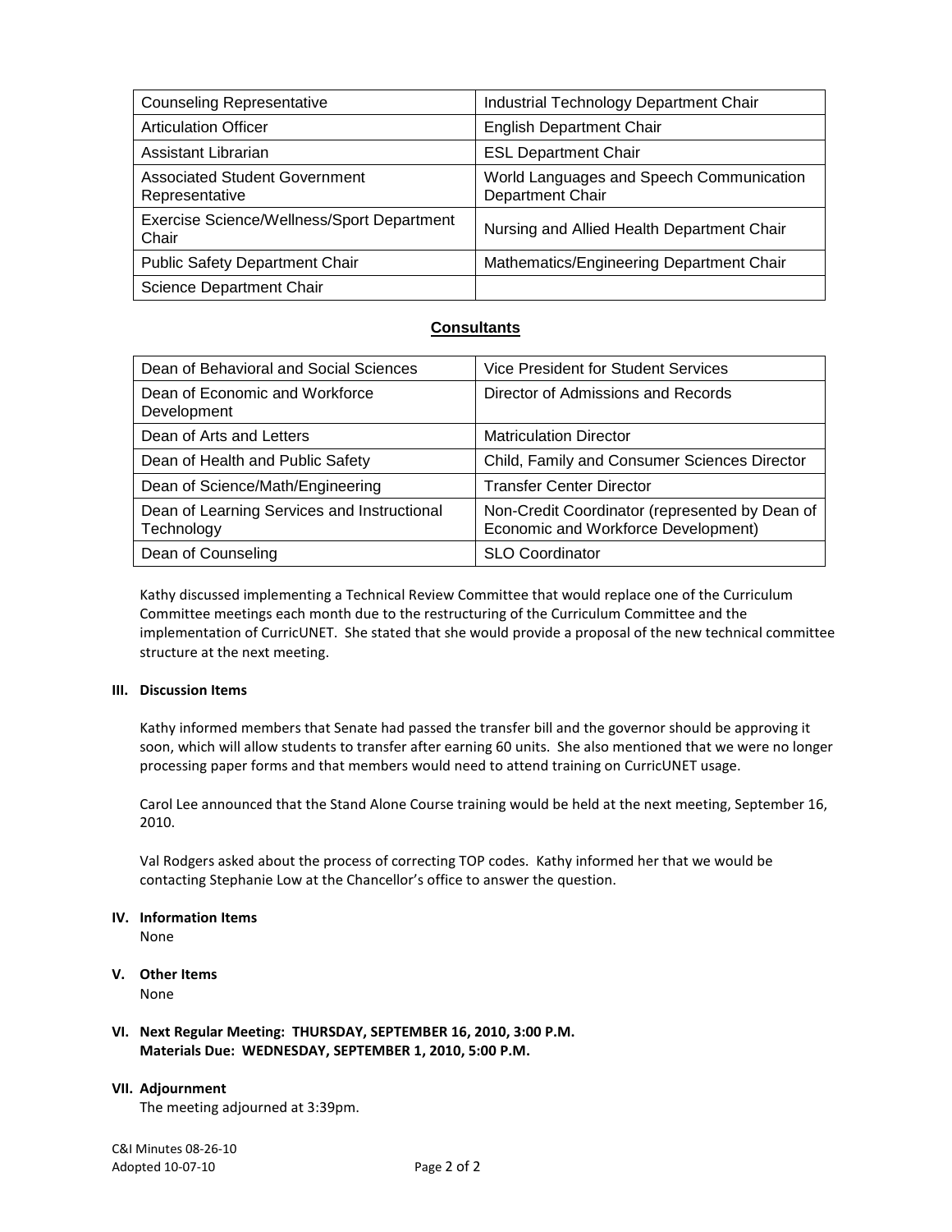| | |
|---|---|
| Counseling Representative | Industrial Technology Department Chair |
| Articulation Officer | English Department Chair |
| Assistant Librarian | ESL Department Chair |
| Associated Student Government Representative | World Languages and Speech Communication Department Chair |
| Exercise Science/Wellness/Sport Department Chair | Nursing and Allied Health Department Chair |
| Public Safety Department Chair | Mathematics/Engineering Department Chair |
| Science Department Chair | |

## Consultants

| | |
|---|---|
| Dean of Behavioral and Social Sciences | Vice President for Student Services |
| Dean of Economic and Workforce Development | Director of Admissions and Records |
| Dean of Arts and Letters | Matriculation Director |
| Dean of Health and Public Safety | Child, Family and Consumer Sciences Director |
| Dean of Science/Math/Engineering | Transfer Center Director |
| Dean of Learning Services and Instructional Technology | Non-Credit Coordinator (represented by Dean of Economic and Workforce Development) |
| Dean of Counseling | SLO Coordinator |

Kathy discussed implementing a Technical Review Committee that would replace one of the Curriculum Committee meetings each month due to the restructuring of the Curriculum Committee and the implementation of CurricUNET. She stated that she would provide a proposal of the new technical committee structure at the next meeting.

**III. Discussion Items**

Kathy informed members that Senate had passed the transfer bill and the governor should be approving it soon, which will allow students to transfer after earning 60 units. She also mentioned that we were no longer processing paper forms and that members would need to attend training on CurricUNET usage.

Carol Lee announced that the Stand Alone Course training would be held at the next meeting, September 16, 2010.

Val Rodgers asked about the process of correcting TOP codes. Kathy informed her that we would be contacting Stephanie Low at the Chancellor's office to answer the question.

**IV. Information Items**

None

**V. Other Items**

None

**VI. Next Regular Meeting: THURSDAY, SEPTEMBER 16, 2010, 3:00 P.M.**
**Materials Due: WEDNESDAY, SEPTEMBER 1, 2010, 5:00 P.M.**

**VII. Adjournment**

The meeting adjourned at 3:39pm.

C&I Minutes 08-26-10
Adopted 10-07-10